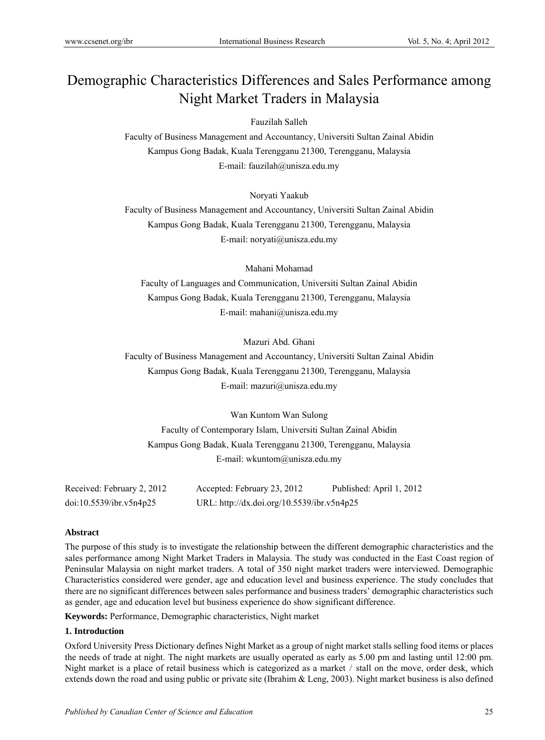# Demographic Characteristics Differences and Sales Performance among Night Market Traders in Malaysia

Fauzilah Salleh

Faculty of Business Management and Accountancy, Universiti Sultan Zainal Abidin
Kampus Gong Badak, Kuala Terengganu 21300, Terengganu, Malaysia
E-mail: fauzilah@unisza.edu.my

Noryati Yaakub

Faculty of Business Management and Accountancy, Universiti Sultan Zainal Abidin
Kampus Gong Badak, Kuala Terengganu 21300, Terengganu, Malaysia
E-mail: noryati@unisza.edu.my

Mahani Mohamad

Faculty of Languages and Communication, Universiti Sultan Zainal Abidin
Kampus Gong Badak, Kuala Terengganu 21300, Terengganu, Malaysia
E-mail: mahani@unisza.edu.my

Mazuri Abd. Ghani

Faculty of Business Management and Accountancy, Universiti Sultan Zainal Abidin
Kampus Gong Badak, Kuala Terengganu 21300, Terengganu, Malaysia
E-mail: mazuri@unisza.edu.my

Wan Kuntom Wan Sulong

Faculty of Contemporary Islam, Universiti Sultan Zainal Abidin
Kampus Gong Badak, Kuala Terengganu 21300, Terengganu, Malaysia
E-mail: wkuntom@unisza.edu.my

Received: February 2, 2012     Accepted: February 23, 2012     Published: April 1, 2012
doi:10.5539/ibr.v5n4p25     URL: http://dx.doi.org/10.5539/ibr.v5n4p25

**Abstract**

The purpose of this study is to investigate the relationship between the different demographic characteristics and the sales performance among Night Market Traders in Malaysia. The study was conducted in the East Coast region of Peninsular Malaysia on night market traders. A total of 350 night market traders were interviewed. Demographic Characteristics considered were gender, age and education level and business experience. The study concludes that there are no significant differences between sales performance and business traders' demographic characteristics such as gender, age and education level but business experience do show significant difference.

**Keywords:** Performance, Demographic characteristics, Night market

## 1. Introduction

Oxford University Press Dictionary defines Night Market as a group of night market stalls selling food items or places the needs of trade at night. The night markets are usually operated as early as 5.00 pm and lasting until 12:00 pm. Night market is a place of retail business which is categorized as a market / stall on the move, order desk, which extends down the road and using public or private site (Ibrahim & Leng, 2003). Night market business is also defined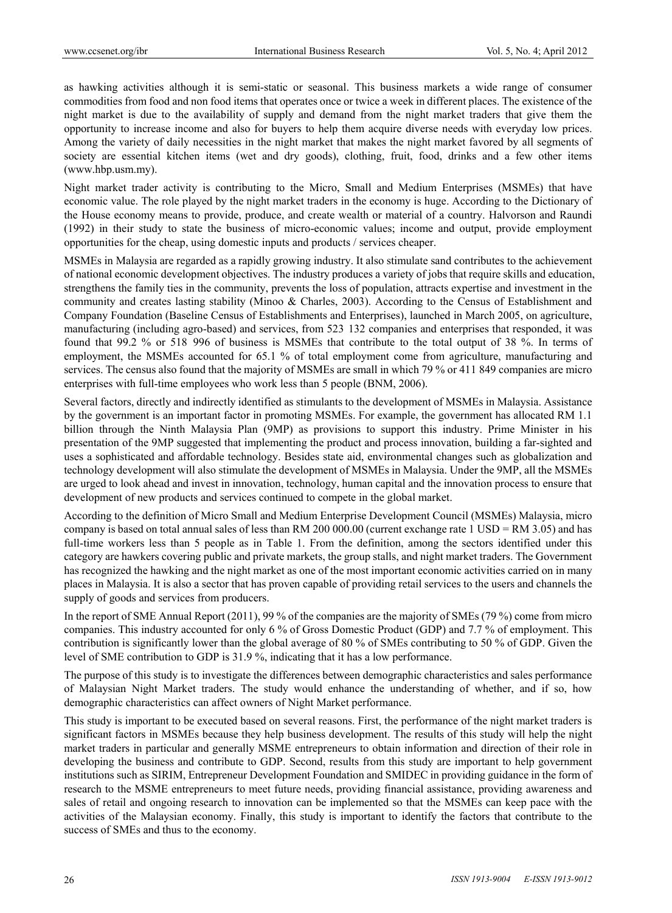as hawking activities although it is semi-static or seasonal. This business markets a wide range of consumer commodities from food and non food items that operates once or twice a week in different places. The existence of the night market is due to the availability of supply and demand from the night market traders that give them the opportunity to increase income and also for buyers to help them acquire diverse needs with everyday low prices. Among the variety of daily necessities in the night market that makes the night market favored by all segments of society are essential kitchen items (wet and dry goods), clothing, fruit, food, drinks and a few other items (www.hbp.usm.my).

Night market trader activity is contributing to the Micro, Small and Medium Enterprises (MSMEs) that have economic value. The role played by the night market traders in the economy is huge. According to the Dictionary of the House economy means to provide, produce, and create wealth or material of a country. Halvorson and Raundi (1992) in their study to state the business of micro-economic values; income and output, provide employment opportunities for the cheap, using domestic inputs and products / services cheaper.

MSMEs in Malaysia are regarded as a rapidly growing industry. It also stimulate sand contributes to the achievement of national economic development objectives. The industry produces a variety of jobs that require skills and education, strengthens the family ties in the community, prevents the loss of population, attracts expertise and investment in the community and creates lasting stability (Minoo & Charles, 2003). According to the Census of Establishment and Company Foundation (Baseline Census of Establishments and Enterprises), launched in March 2005, on agriculture, manufacturing (including agro-based) and services, from 523 132 companies and enterprises that responded, it was found that 99.2 % or 518 996 of business is MSMEs that contribute to the total output of 38 %. In terms of employment, the MSMEs accounted for 65.1 % of total employment come from agriculture, manufacturing and services. The census also found that the majority of MSMEs are small in which 79 % or 411 849 companies are micro enterprises with full-time employees who work less than 5 people (BNM, 2006).

Several factors, directly and indirectly identified as stimulants to the development of MSMEs in Malaysia. Assistance by the government is an important factor in promoting MSMEs. For example, the government has allocated RM 1.1 billion through the Ninth Malaysia Plan (9MP) as provisions to support this industry. Prime Minister in his presentation of the 9MP suggested that implementing the product and process innovation, building a far-sighted and uses a sophisticated and affordable technology. Besides state aid, environmental changes such as globalization and technology development will also stimulate the development of MSMEs in Malaysia. Under the 9MP, all the MSMEs are urged to look ahead and invest in innovation, technology, human capital and the innovation process to ensure that development of new products and services continued to compete in the global market.

According to the definition of Micro Small and Medium Enterprise Development Council (MSMEs) Malaysia, micro company is based on total annual sales of less than RM 200 000.00 (current exchange rate 1 USD = RM 3.05) and has full-time workers less than 5 people as in Table 1. From the definition, among the sectors identified under this category are hawkers covering public and private markets, the group stalls, and night market traders. The Government has recognized the hawking and the night market as one of the most important economic activities carried on in many places in Malaysia. It is also a sector that has proven capable of providing retail services to the users and channels the supply of goods and services from producers.

In the report of SME Annual Report (2011), 99 % of the companies are the majority of SMEs (79 %) come from micro companies. This industry accounted for only 6 % of Gross Domestic Product (GDP) and 7.7 % of employment. This contribution is significantly lower than the global average of 80 % of SMEs contributing to 50 % of GDP. Given the level of SME contribution to GDP is 31.9 %, indicating that it has a low performance.

The purpose of this study is to investigate the differences between demographic characteristics and sales performance of Malaysian Night Market traders. The study would enhance the understanding of whether, and if so, how demographic characteristics can affect owners of Night Market performance.

This study is important to be executed based on several reasons. First, the performance of the night market traders is significant factors in MSMEs because they help business development. The results of this study will help the night market traders in particular and generally MSME entrepreneurs to obtain information and direction of their role in developing the business and contribute to GDP. Second, results from this study are important to help government institutions such as SIRIM, Entrepreneur Development Foundation and SMIDEC in providing guidance in the form of research to the MSME entrepreneurs to meet future needs, providing financial assistance, providing awareness and sales of retail and ongoing research to innovation can be implemented so that the MSMEs can keep pace with the activities of the Malaysian economy. Finally, this study is important to identify the factors that contribute to the success of SMEs and thus to the economy.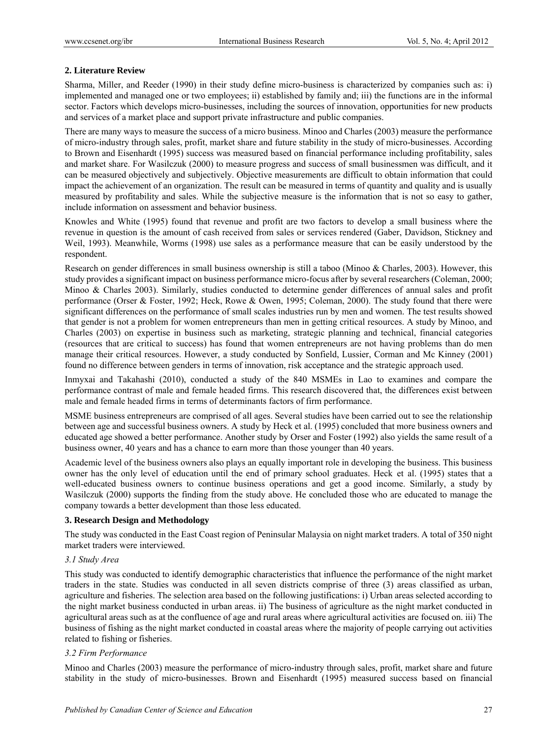## 2. Literature Review

Sharma, Miller, and Reeder (1990) in their study define micro-business is characterized by companies such as: i) implemented and managed one or two employees; ii) established by family and; iii) the functions are in the informal sector. Factors which develops micro-businesses, including the sources of innovation, opportunities for new products and services of a market place and support private infrastructure and public companies.

There are many ways to measure the success of a micro business. Minoo and Charles (2003) measure the performance of micro-industry through sales, profit, market share and future stability in the study of micro-businesses. According to Brown and Eisenhardt (1995) success was measured based on financial performance including profitability, sales and market share. For Wasilczuk (2000) to measure progress and success of small businessmen was difficult, and it can be measured objectively and subjectively. Objective measurements are difficult to obtain information that could impact the achievement of an organization. The result can be measured in terms of quantity and quality and is usually measured by profitability and sales. While the subjective measure is the information that is not so easy to gather, include information on assessment and behavior business.

Knowles and White (1995) found that revenue and profit are two factors to develop a small business where the revenue in question is the amount of cash received from sales or services rendered (Gaber, Davidson, Stickney and Weil, 1993). Meanwhile, Worms (1998) use sales as a performance measure that can be easily understood by the respondent.

Research on gender differences in small business ownership is still a taboo (Minoo & Charles, 2003). However, this study provides a significant impact on business performance micro-focus after by several researchers (Coleman, 2000; Minoo & Charles 2003). Similarly, studies conducted to determine gender differences of annual sales and profit performance (Orser & Foster, 1992; Heck, Rowe & Owen, 1995; Coleman, 2000). The study found that there were significant differences on the performance of small scales industries run by men and women. The test results showed that gender is not a problem for women entrepreneurs than men in getting critical resources. A study by Minoo, and Charles (2003) on expertise in business such as marketing, strategic planning and technical, financial categories (resources that are critical to success) has found that women entrepreneurs are not having problems than do men manage their critical resources. However, a study conducted by Sonfield, Lussier, Corman and Mc Kinney (2001) found no difference between genders in terms of innovation, risk acceptance and the strategic approach used.

Inmyxai and Takahashi (2010), conducted a study of the 840 MSMEs in Lao to examines and compare the performance contrast of male and female headed firms. This research discovered that, the differences exist between male and female headed firms in terms of determinants factors of firm performance.

MSME business entrepreneurs are comprised of all ages. Several studies have been carried out to see the relationship between age and successful business owners. A study by Heck et al. (1995) concluded that more business owners and educated age showed a better performance. Another study by Orser and Foster (1992) also yields the same result of a business owner, 40 years and has a chance to earn more than those younger than 40 years.

Academic level of the business owners also plays an equally important role in developing the business. This business owner has the only level of education until the end of primary school graduates. Heck et al. (1995) states that a well-educated business owners to continue business operations and get a good income. Similarly, a study by Wasilczuk (2000) supports the finding from the study above. He concluded those who are educated to manage the company towards a better development than those less educated.

## 3. Research Design and Methodology

The study was conducted in the East Coast region of Peninsular Malaysia on night market traders. A total of 350 night market traders were interviewed.

### *3.1 Study Area*

This study was conducted to identify demographic characteristics that influence the performance of the night market traders in the state. Studies was conducted in all seven districts comprise of three (3) areas classified as urban, agriculture and fisheries. The selection area based on the following justifications: i) Urban areas selected according to the night market business conducted in urban areas. ii) The business of agriculture as the night market conducted in agricultural areas such as at the confluence of age and rural areas where agricultural activities are focused on. iii) The business of fishing as the night market conducted in coastal areas where the majority of people carrying out activities related to fishing or fisheries.

### *3.2 Firm Performance*

Minoo and Charles (2003) measure the performance of micro-industry through sales, profit, market share and future stability in the study of micro-businesses. Brown and Eisenhardt (1995) measured success based on financial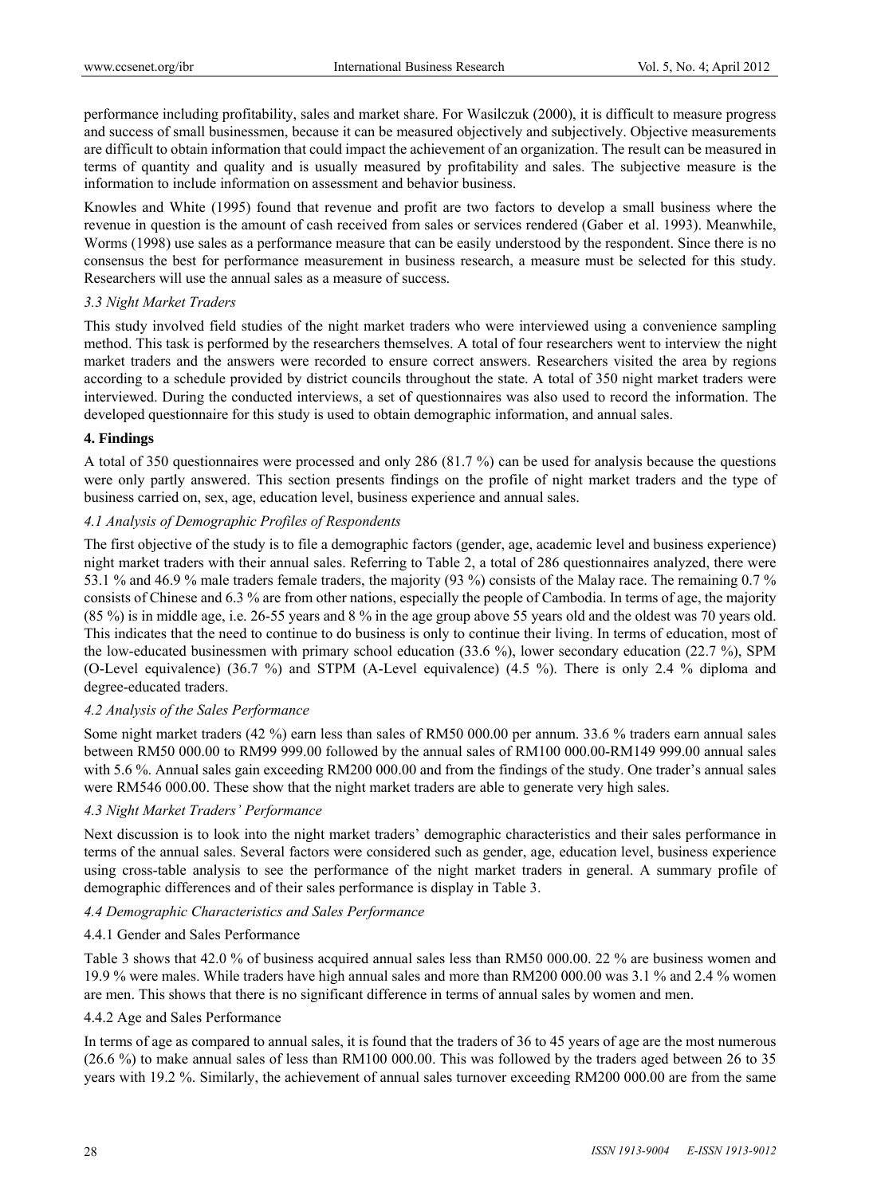performance including profitability, sales and market share. For Wasilczuk (2000), it is difficult to measure progress and success of small businessmen, because it can be measured objectively and subjectively. Objective measurements are difficult to obtain information that could impact the achievement of an organization. The result can be measured in terms of quantity and quality and is usually measured by profitability and sales. The subjective measure is the information to include information on assessment and behavior business.

Knowles and White (1995) found that revenue and profit are two factors to develop a small business where the revenue in question is the amount of cash received from sales or services rendered (Gaber et al. 1993). Meanwhile, Worms (1998) use sales as a performance measure that can be easily understood by the respondent. Since there is no consensus the best for performance measurement in business research, a measure must be selected for this study. Researchers will use the annual sales as a measure of success.

### *3.3 Night Market Traders*

This study involved field studies of the night market traders who were interviewed using a convenience sampling method. This task is performed by the researchers themselves. A total of four researchers went to interview the night market traders and the answers were recorded to ensure correct answers. Researchers visited the area by regions according to a schedule provided by district councils throughout the state. A total of 350 night market traders were interviewed. During the conducted interviews, a set of questionnaires was also used to record the information. The developed questionnaire for this study is used to obtain demographic information, and annual sales.

## **4. Findings**

A total of 350 questionnaires were processed and only 286 (81.7 %) can be used for analysis because the questions were only partly answered. This section presents findings on the profile of night market traders and the type of business carried on, sex, age, education level, business experience and annual sales.

### *4.1 Analysis of Demographic Profiles of Respondents*

The first objective of the study is to file a demographic factors (gender, age, academic level and business experience) night market traders with their annual sales. Referring to Table 2, a total of 286 questionnaires analyzed, there were 53.1 % and 46.9 % male traders female traders, the majority (93 %) consists of the Malay race. The remaining 0.7 % consists of Chinese and 6.3 % are from other nations, especially the people of Cambodia. In terms of age, the majority (85 %) is in middle age, i.e. 26-55 years and 8 % in the age group above 55 years old and the oldest was 70 years old. This indicates that the need to continue to do business is only to continue their living. In terms of education, most of the low-educated businessmen with primary school education (33.6 %), lower secondary education (22.7 %), SPM (O-Level equivalence) (36.7 %) and STPM (A-Level equivalence) (4.5 %). There is only 2.4 % diploma and degree-educated traders.

### *4.2 Analysis of the Sales Performance*

Some night market traders (42 %) earn less than sales of RM50 000.00 per annum. 33.6 % traders earn annual sales between RM50 000.00 to RM99 999.00 followed by the annual sales of RM100 000.00-RM149 999.00 annual sales with 5.6 %. Annual sales gain exceeding RM200 000.00 and from the findings of the study. One trader's annual sales were RM546 000.00. These show that the night market traders are able to generate very high sales.

### *4.3 Night Market Traders' Performance*

Next discussion is to look into the night market traders' demographic characteristics and their sales performance in terms of the annual sales. Several factors were considered such as gender, age, education level, business experience using cross-table analysis to see the performance of the night market traders in general. A summary profile of demographic differences and of their sales performance is display in Table 3.

### *4.4 Demographic Characteristics and Sales Performance*

#### 4.4.1 Gender and Sales Performance

Table 3 shows that 42.0 % of business acquired annual sales less than RM50 000.00. 22 % are business women and 19.9 % were males. While traders have high annual sales and more than RM200 000.00 was 3.1 % and 2.4 % women are men. This shows that there is no significant difference in terms of annual sales by women and men.

#### 4.4.2 Age and Sales Performance

In terms of age as compared to annual sales, it is found that the traders of 36 to 45 years of age are the most numerous (26.6 %) to make annual sales of less than RM100 000.00. This was followed by the traders aged between 26 to 35 years with 19.2 %. Similarly, the achievement of annual sales turnover exceeding RM200 000.00 are from the same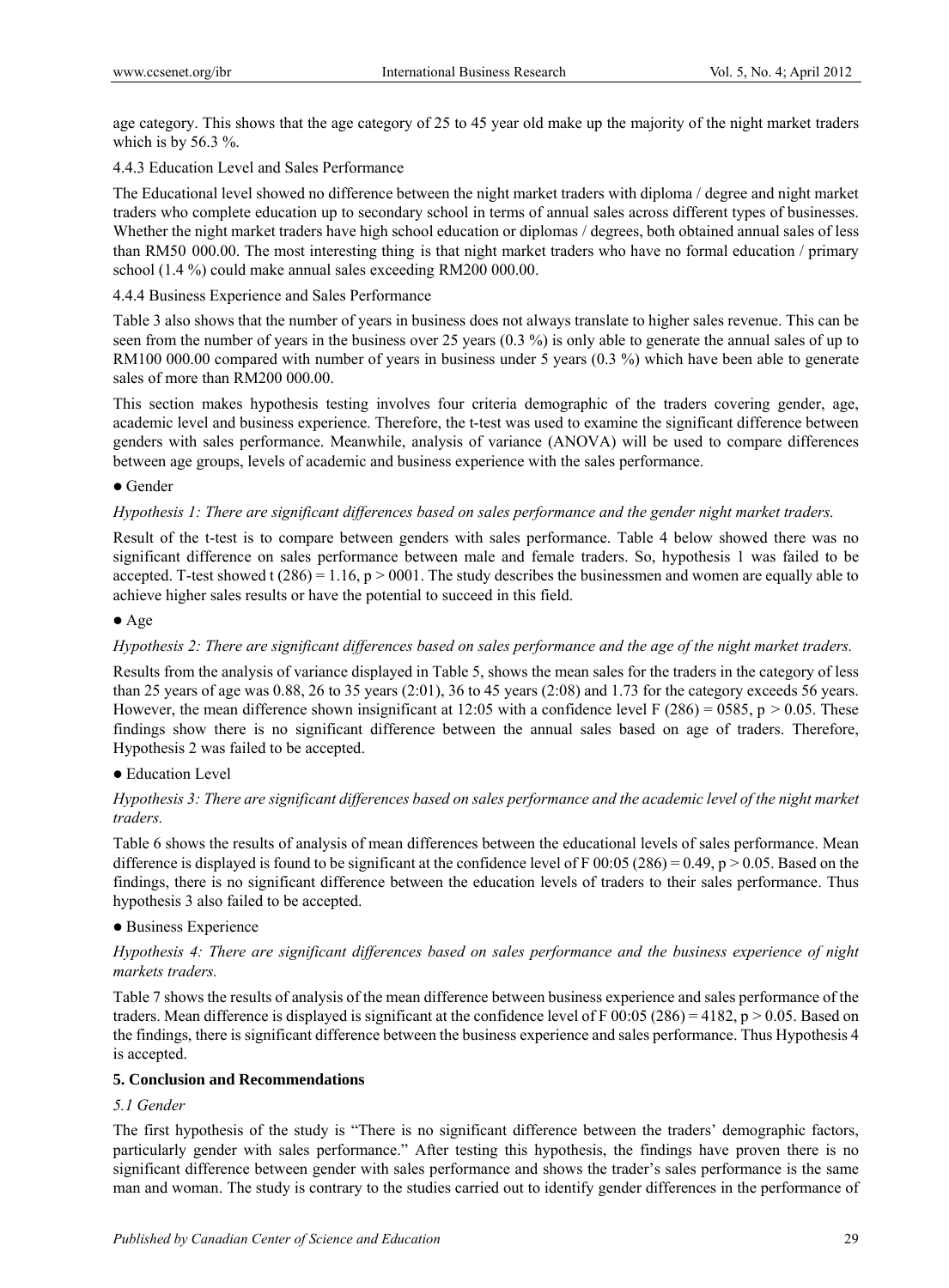age category. This shows that the age category of 25 to 45 year old make up the majority of the night market traders which is by 56.3 %.

4.4.3 Education Level and Sales Performance

The Educational level showed no difference between the night market traders with diploma / degree and night market traders who complete education up to secondary school in terms of annual sales across different types of businesses. Whether the night market traders have high school education or diplomas / degrees, both obtained annual sales of less than RM50 000.00. The most interesting thing is that night market traders who have no formal education / primary school (1.4 %) could make annual sales exceeding RM200 000.00.

4.4.4 Business Experience and Sales Performance

Table 3 also shows that the number of years in business does not always translate to higher sales revenue. This can be seen from the number of years in the business over 25 years (0.3 %) is only able to generate the annual sales of up to RM100 000.00 compared with number of years in business under 5 years (0.3 %) which have been able to generate sales of more than RM200 000.00.

This section makes hypothesis testing involves four criteria demographic of the traders covering gender, age, academic level and business experience. Therefore, the t-test was used to examine the significant difference between genders with sales performance. Meanwhile, analysis of variance (ANOVA) will be used to compare differences between age groups, levels of academic and business experience with the sales performance.

● Gender

*Hypothesis 1: There are significant differences based on sales performance and the gender night market traders.*

Result of the t-test is to compare between genders with sales performance. Table 4 below showed there was no significant difference on sales performance between male and female traders. So, hypothesis 1 was failed to be accepted. T-test showed $t(286) = 1.16$, $p > 0001$. The study describes the businessmen and women are equally able to achieve higher sales results or have the potential to succeed in this field.

● Age

*Hypothesis 2: There are significant differences based on sales performance and the age of the night market traders.*

Results from the analysis of variance displayed in Table 5, shows the mean sales for the traders in the category of less than 25 years of age was 0.88, 26 to 35 years (2:01), 36 to 45 years (2:08) and 1.73 for the category exceeds 56 years. However, the mean difference shown insignificant at 12:05 with a confidence level $F(286) = 0585$, $p > 0.05$. These findings show there is no significant difference between the annual sales based on age of traders. Therefore, Hypothesis 2 was failed to be accepted.

● Education Level

*Hypothesis 3: There are significant differences based on sales performance and the academic level of the night market traders.*

Table 6 shows the results of analysis of mean differences between the educational levels of sales performance. Mean difference is displayed is found to be significant at the confidence level of F 00:05 $(286) = 0.49$, $p > 0.05$. Based on the findings, there is no significant difference between the education levels of traders to their sales performance. Thus hypothesis 3 also failed to be accepted.

● Business Experience

*Hypothesis 4: There are significant differences based on sales performance and the business experience of night markets traders.*

Table 7 shows the results of analysis of the mean difference between business experience and sales performance of the traders. Mean difference is displayed is significant at the confidence level of F 00:05 $(286) = 4182$, $p > 0.05$. Based on the findings, there is significant difference between the business experience and sales performance. Thus Hypothesis 4 is accepted.

## 5. Conclusion and Recommendations

### *5.1 Gender*

The first hypothesis of the study is "There is no significant difference between the traders' demographic factors, particularly gender with sales performance." After testing this hypothesis, the findings have proven there is no significant difference between gender with sales performance and shows the trader's sales performance is the same man and woman. The study is contrary to the studies carried out to identify gender differences in the performance of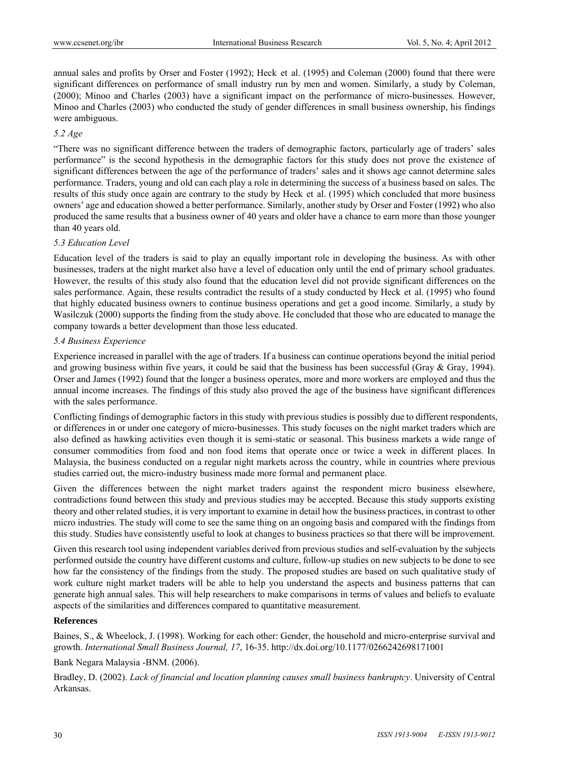annual sales and profits by Orser and Foster (1992); Heck et al. (1995) and Coleman (2000) found that there were significant differences on performance of small industry run by men and women. Similarly, a study by Coleman, (2000); Minoo and Charles (2003) have a significant impact on the performance of micro-businesses. However, Minoo and Charles (2003) who conducted the study of gender differences in small business ownership, his findings were ambiguous.

### *5.2 Age*

"There was no significant difference between the traders of demographic factors, particularly age of traders' sales performance" is the second hypothesis in the demographic factors for this study does not prove the existence of significant differences between the age of the performance of traders' sales and it shows age cannot determine sales performance. Traders, young and old can each play a role in determining the success of a business based on sales. The results of this study once again are contrary to the study by Heck et al. (1995) which concluded that more business owners' age and education showed a better performance. Similarly, another study by Orser and Foster (1992) who also produced the same results that a business owner of 40 years and older have a chance to earn more than those younger than 40 years old.

### *5.3 Education Level*

Education level of the traders is said to play an equally important role in developing the business. As with other businesses, traders at the night market also have a level of education only until the end of primary school graduates. However, the results of this study also found that the education level did not provide significant differences on the sales performance. Again, these results contradict the results of a study conducted by Heck et al. (1995) who found that highly educated business owners to continue business operations and get a good income. Similarly, a study by Wasilczuk (2000) supports the finding from the study above. He concluded that those who are educated to manage the company towards a better development than those less educated.

### *5.4 Business Experience*

Experience increased in parallel with the age of traders. If a business can continue operations beyond the initial period and growing business within five years, it could be said that the business has been successful (Gray & Gray, 1994). Orser and James (1992) found that the longer a business operates, more and more workers are employed and thus the annual income increases. The findings of this study also proved the age of the business have significant differences with the sales performance.

Conflicting findings of demographic factors in this study with previous studies is possibly due to different respondents, or differences in or under one category of micro-businesses. This study focuses on the night market traders which are also defined as hawking activities even though it is semi-static or seasonal. This business markets a wide range of consumer commodities from food and non food items that operate once or twice a week in different places. In Malaysia, the business conducted on a regular night markets across the country, while in countries where previous studies carried out, the micro-industry business made more formal and permanent place.

Given the differences between the night market traders against the respondent micro business elsewhere, contradictions found between this study and previous studies may be accepted. Because this study supports existing theory and other related studies, it is very important to examine in detail how the business practices, in contrast to other micro industries. The study will come to see the same thing on an ongoing basis and compared with the findings from this study. Studies have consistently useful to look at changes to business practices so that there will be improvement.

Given this research tool using independent variables derived from previous studies and self-evaluation by the subjects performed outside the country have different customs and culture, follow-up studies on new subjects to be done to see how far the consistency of the findings from the study. The proposed studies are based on such qualitative study of work culture night market traders will be able to help you understand the aspects and business patterns that can generate high annual sales. This will help researchers to make comparisons in terms of values and beliefs to evaluate aspects of the similarities and differences compared to quantitative measurement.

## References

Baines, S., & Wheelock, J. (1998). Working for each other: Gender, the household and micro-enterprise survival and growth. *International Small Business Journal, 17*, 16-35. http://dx.doi.org/10.1177/0266242698171001

Bank Negara Malaysia -BNM. (2006).

Bradley, D. (2002). *Lack of financial and location planning causes small business bankruptcy*. University of Central Arkansas.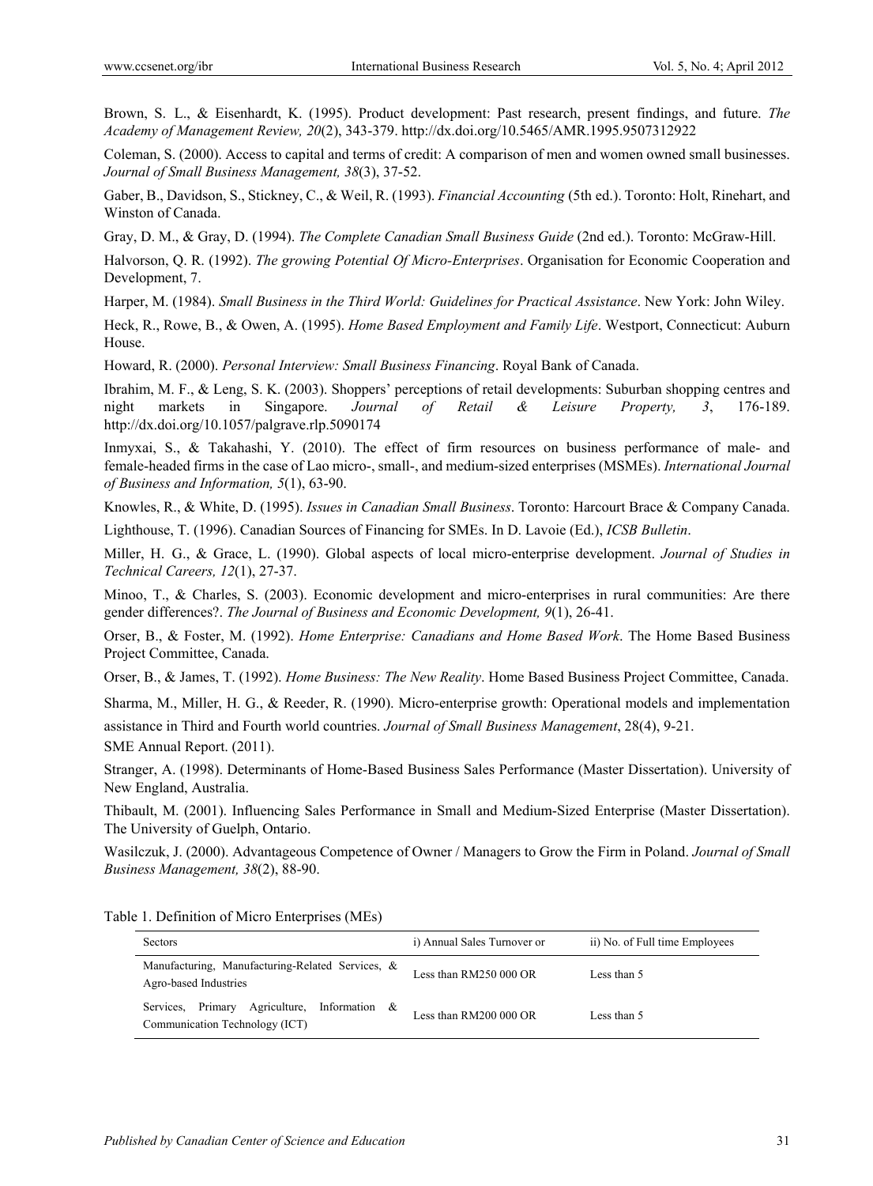Brown, S. L., & Eisenhardt, K. (1995). Product development: Past research, present findings, and future. *The Academy of Management Review, 20*(2), 343-379. http://dx.doi.org/10.5465/AMR.1995.9507312922

Coleman, S. (2000). Access to capital and terms of credit: A comparison of men and women owned small businesses. *Journal of Small Business Management, 38*(3), 37-52.

Gaber, B., Davidson, S., Stickney, C., & Weil, R. (1993). *Financial Accounting* (5th ed.). Toronto: Holt, Rinehart, and Winston of Canada.

Gray, D. M., & Gray, D. (1994). *The Complete Canadian Small Business Guide* (2nd ed.). Toronto: McGraw-Hill.

Halvorson, Q. R. (1992). *The growing Potential Of Micro-Enterprises*. Organisation for Economic Cooperation and Development, 7.

Harper, M. (1984). *Small Business in the Third World: Guidelines for Practical Assistance*. New York: John Wiley.

Heck, R., Rowe, B., & Owen, A. (1995). *Home Based Employment and Family Life*. Westport, Connecticut: Auburn House.

Howard, R. (2000). *Personal Interview: Small Business Financing*. Royal Bank of Canada.

Ibrahim, M. F., & Leng, S. K. (2003). Shoppers' perceptions of retail developments: Suburban shopping centres and night markets in Singapore. *Journal of Retail & Leisure Property, 3*, 176-189. http://dx.doi.org/10.1057/palgrave.rlp.5090174

Inmyxai, S., & Takahashi, Y. (2010). The effect of firm resources on business performance of male- and female-headed firms in the case of Lao micro-, small-, and medium-sized enterprises (MSMEs). *International Journal of Business and Information, 5*(1), 63-90.

Knowles, R., & White, D. (1995). *Issues in Canadian Small Business*. Toronto: Harcourt Brace & Company Canada.

Lighthouse, T. (1996). Canadian Sources of Financing for SMEs. In D. Lavoie (Ed.), *ICSB Bulletin*.

Miller, H. G., & Grace, L. (1990). Global aspects of local micro-enterprise development. *Journal of Studies in Technical Careers, 12*(1), 27-37.

Minoo, T., & Charles, S. (2003). Economic development and micro-enterprises in rural communities: Are there gender differences?. *The Journal of Business and Economic Development, 9*(1), 26-41.

Orser, B., & Foster, M. (1992). *Home Enterprise: Canadians and Home Based Work*. The Home Based Business Project Committee, Canada.

Orser, B., & James, T. (1992). *Home Business: The New Reality*. Home Based Business Project Committee, Canada.

Sharma, M., Miller, H. G., & Reeder, R. (1990). Micro-enterprise growth: Operational models and implementation assistance in Third and Fourth world countries. *Journal of Small Business Management*, 28(4), 9-21.

SME Annual Report. (2011).

Stranger, A. (1998). Determinants of Home-Based Business Sales Performance (Master Dissertation). University of New England, Australia.

Thibault, M. (2001). Influencing Sales Performance in Small and Medium-Sized Enterprise (Master Dissertation). The University of Guelph, Ontario.

Wasilczuk, J. (2000). Advantageous Competence of Owner / Managers to Grow the Firm in Poland. *Journal of Small Business Management, 38*(2), 88-90.

Table 1. Definition of Micro Enterprises (MEs)

| Sectors | i) Annual Sales Turnover or | ii) No. of Full time Employees |
|---|---|---|
| Manufacturing, Manufacturing-Related Services, & Agro-based Industries | Less than RM250 000 OR | Less than 5 |
| Services, Primary Agriculture, Information & Communication Technology (ICT) | Less than RM200 000 OR | Less than 5 |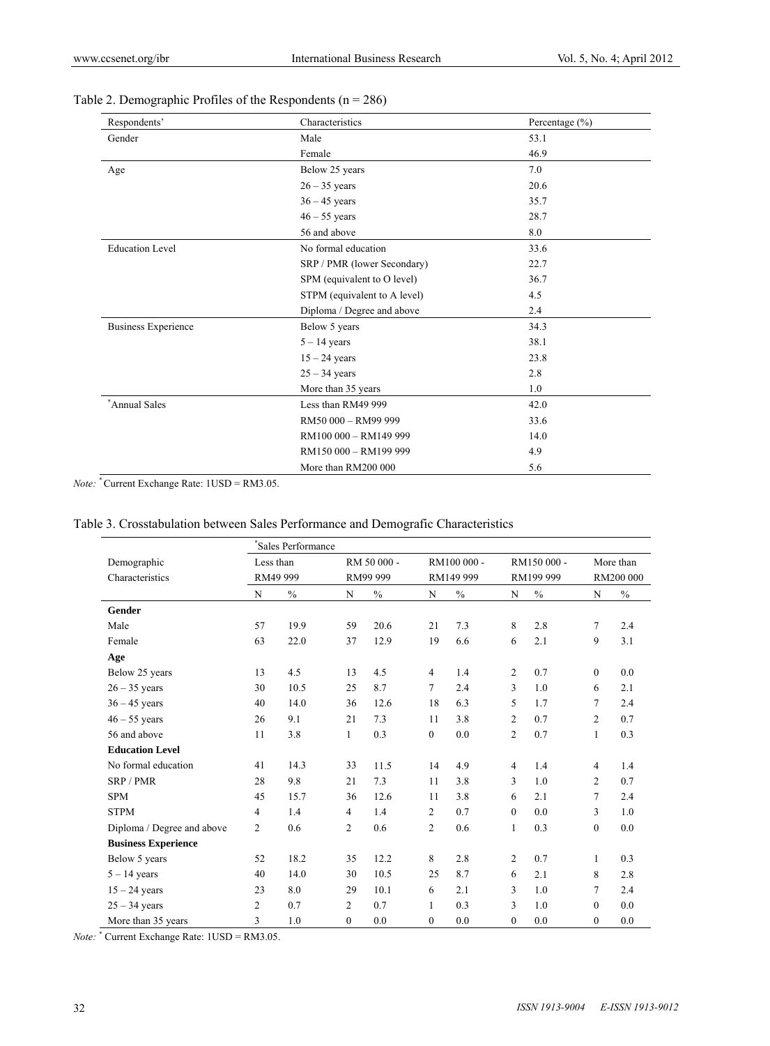Table 2. Demographic Profiles of the Respondents (n = 286)

| Respondents' | Characteristics | Percentage (%) |
|---|---|---|
| Gender | Male | 53.1 |
| | Female | 46.9 |
| Age | Below 25 years | 7.0 |
| | 26 – 35 years | 20.6 |
| | 36 – 45 years | 35.7 |
| | 46 – 55 years | 28.7 |
| | 56 and above | 8.0 |
| Education Level | No formal education | 33.6 |
| | SRP / PMR (lower Secondary) | 22.7 |
| | SPM (equivalent to O level) | 36.7 |
| | STPM (equivalent to A level) | 4.5 |
| | Diploma / Degree and above | 2.4 |
| Business Experience | Below 5 years | 34.3 |
| | 5 – 14 years | 38.1 |
| | 15 – 24 years | 23.8 |
| | 25 – 34 years | 2.8 |
| | More than 35 years | 1.0 |
| *Annual Sales | Less than RM49 999 | 42.0 |
| | RM50 000 – RM99 999 | 33.6 |
| | RM100 000 – RM149 999 | 14.0 |
| | RM150 000 – RM199 999 | 4.9 |
| | More than RM200 000 | 5.6 |

*Note:* * Current Exchange Rate: 1USD = RM3.05.

Table 3. Crosstabulation between Sales Performance and Demografic Characteristics

| | *Sales Performance | | | | | | | | | |
|---|---|---|---|---|---|---|---|---|---|---|
| Demographic Characteristics | Less than RM49 999 | | RM 50 000 - RM99 999 | | RM100 000 - RM149 999 | | RM150 000 - RM199 999 | | More than RM200 000 | |
| | N | % | N | % | N | % | N | % | N | % |
| **Gender** | | | | | | | | | | |
| Male | 57 | 19.9 | 59 | 20.6 | 21 | 7.3 | 8 | 2.8 | 7 | 2.4 |
| Female | 63 | 22.0 | 37 | 12.9 | 19 | 6.6 | 6 | 2.1 | 9 | 3.1 |
| **Age** | | | | | | | | | | |
| Below 25 years | 13 | 4.5 | 13 | 4.5 | 4 | 1.4 | 2 | 0.7 | 0 | 0.0 |
| 26 – 35 years | 30 | 10.5 | 25 | 8.7 | 7 | 2.4 | 3 | 1.0 | 6 | 2.1 |
| 36 – 45 years | 40 | 14.0 | 36 | 12.6 | 18 | 6.3 | 5 | 1.7 | 7 | 2.4 |
| 46 – 55 years | 26 | 9.1 | 21 | 7.3 | 11 | 3.8 | 2 | 0.7 | 2 | 0.7 |
| 56 and above | 11 | 3.8 | 1 | 0.3 | 0 | 0.0 | 2 | 0.7 | 1 | 0.3 |
| **Education Level** | | | | | | | | | | |
| No formal education | 41 | 14.3 | 33 | 11.5 | 14 | 4.9 | 4 | 1.4 | 4 | 1.4 |
| SRP / PMR | 28 | 9.8 | 21 | 7.3 | 11 | 3.8 | 3 | 1.0 | 2 | 0.7 |
| SPM | 45 | 15.7 | 36 | 12.6 | 11 | 3.8 | 6 | 2.1 | 7 | 2.4 |
| STPM | 4 | 1.4 | 4 | 1.4 | 2 | 0.7 | 0 | 0.0 | 3 | 1.0 |
| Diploma / Degree and above | 2 | 0.6 | 2 | 0.6 | 2 | 0.6 | 1 | 0.3 | 0 | 0.0 |
| **Business Experience** | | | | | | | | | | |
| Below 5 years | 52 | 18.2 | 35 | 12.2 | 8 | 2.8 | 2 | 0.7 | 1 | 0.3 |
| 5 – 14 years | 40 | 14.0 | 30 | 10.5 | 25 | 8.7 | 6 | 2.1 | 8 | 2.8 |
| 15 – 24 years | 23 | 8.0 | 29 | 10.1 | 6 | 2.1 | 3 | 1.0 | 7 | 2.4 |
| 25 – 34 years | 2 | 0.7 | 2 | 0.7 | 1 | 0.3 | 3 | 1.0 | 0 | 0.0 |
| More than 35 years | 3 | 1.0 | 0 | 0.0 | 0 | 0.0 | 0 | 0.0 | 0 | 0.0 |

*Note:* * Current Exchange Rate: 1USD = RM3.05.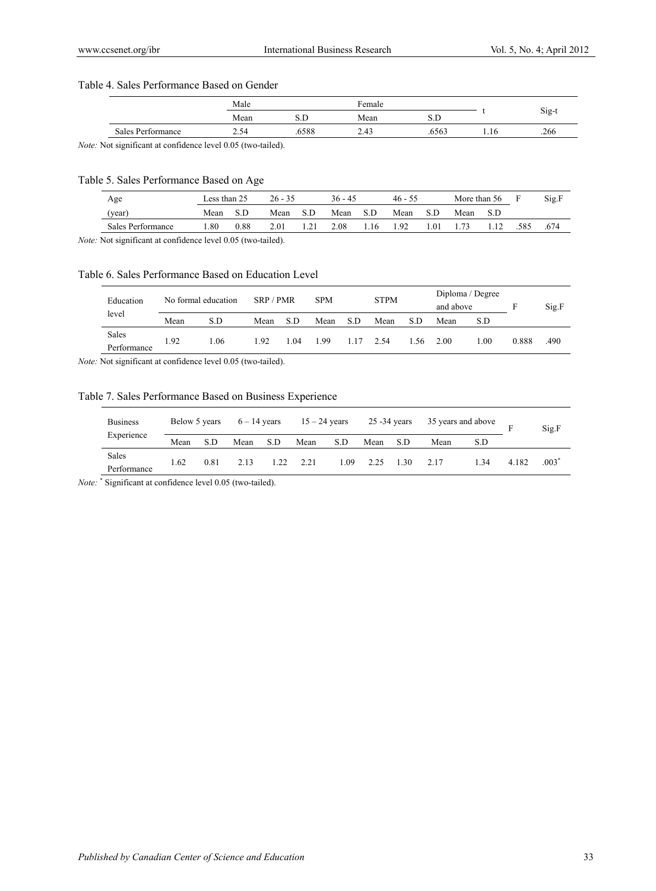Table 4. Sales Performance Based on Gender

| | Male | | Female | | t | Sig-t |
|---|---|---|---|---|---|---|
| | Mean | S.D | Mean | S.D | | |
| Sales Performance | 2.54 | .6588 | 2.43 | .6563 | 1.16 | .266 |

*Note:* Not significant at confidence level 0.05 (two-tailed).

Table 5. Sales Performance Based on Age

| Age | Less than 25 | | 26 - 35 | | 36 - 45 | | 46 - 55 | | More than 56 | | F | Sig.F |
|---|---|---|---|---|---|---|---|---|---|---|---|---|
| (year) | Mean | S.D | Mean | S.D | Mean | S.D | Mean | S.D | Mean | S.D | | |
| Sales Performance | 1.80 | 0.88 | 2.01 | 1.21 | 2.08 | 1.16 | 1.92 | 1.01 | 1.73 | 1.12 | .585 | .674 |

*Note:* Not significant at confidence level 0.05 (two-tailed).

Table 6. Sales Performance Based on Education Level

| Education level | No formal education | | SRP / PMR | | SPM | | STPM | | Diploma / Degree and above | | F | Sig.F |
|---|---|---|---|---|---|---|---|---|---|---|---|---|
| | Mean | S.D | Mean | S.D | Mean | S.D | Mean | S.D | Mean | S.D | | |
| Sales Performance | 1.92 | 1.06 | 1.92 | 1.04 | 1.99 | 1.17 | 2.54 | 1.56 | 2.00 | 1.00 | 0.888 | .490 |

*Note:* Not significant at confidence level 0.05 (two-tailed).

Table 7. Sales Performance Based on Business Experience

| Business Experience | Below 5 years | | 6 – 14 years | | 15 – 24 years | | 25 -34 years | | 35 years and above | | F | Sig.F |
|---|---|---|---|---|---|---|---|---|---|---|---|---|
| | Mean | S.D | Mean | S.D | Mean | S.D | Mean | S.D | Mean | S.D | | |
| Sales Performance | 1.62 | 0.81 | 2.13 | 1.22 | 2.21 | 1.09 | 2.25 | 1.30 | 2.17 | 1.34 | 4.182 | .003* |

*Note:* * Significant at confidence level 0.05 (two-tailed).